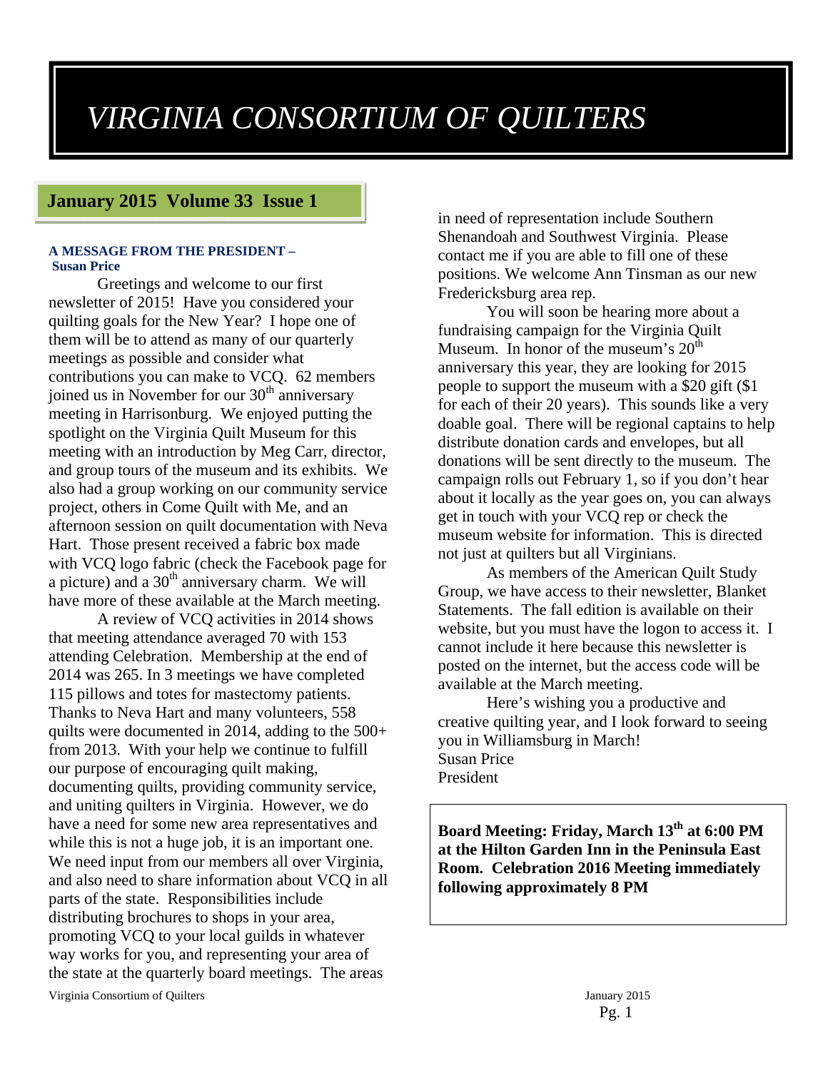# VIRGINIA CONSORTIUM OF QUILTERS

## January 2015 Volume 33 Issue 1

### A MESSAGE FROM THE PRESIDENT – Susan Price

Greetings and welcome to our first newsletter of 2015! Have you considered your quilting goals for the New Year? I hope one of them will be to attend as many of our quarterly meetings as possible and consider what contributions you can make to VCQ. 62 members joined us in November for our 30th anniversary meeting in Harrisonburg. We enjoyed putting the spotlight on the Virginia Quilt Museum for this meeting with an introduction by Meg Carr, director, and group tours of the museum and its exhibits. We also had a group working on our community service project, others in Come Quilt with Me, and an afternoon session on quilt documentation with Neva Hart. Those present received a fabric box made with VCQ logo fabric (check the Facebook page for a picture) and a 30th anniversary charm. We will have more of these available at the March meeting.

A review of VCQ activities in 2014 shows that meeting attendance averaged 70 with 153 attending Celebration. Membership at the end of 2014 was 265. In 3 meetings we have completed 115 pillows and totes for mastectomy patients. Thanks to Neva Hart and many volunteers, 558 quilts were documented in 2014, adding to the 500+ from 2013. With your help we continue to fulfill our purpose of encouraging quilt making, documenting quilts, providing community service, and uniting quilters in Virginia. However, we do have a need for some new area representatives and while this is not a huge job, it is an important one. We need input from our members all over Virginia, and also need to share information about VCQ in all parts of the state. Responsibilities include distributing brochures to shops in your area, promoting VCQ to your local guilds in whatever way works for you, and representing your area of the state at the quarterly board meetings. The areas in need of representation include Southern Shenandoah and Southwest Virginia. Please contact me if you are able to fill one of these positions. We welcome Ann Tinsman as our new Fredericksburg area rep.

You will soon be hearing more about a fundraising campaign for the Virginia Quilt Museum. In honor of the museum's 20th anniversary this year, they are looking for 2015 people to support the museum with a $20 gift ($1 for each of their 20 years). This sounds like a very doable goal. There will be regional captains to help distribute donation cards and envelopes, but all donations will be sent directly to the museum. The campaign rolls out February 1, so if you don't hear about it locally as the year goes on, you can always get in touch with your VCQ rep or check the museum website for information. This is directed not just at quilters but all Virginians.

As members of the American Quilt Study Group, we have access to their newsletter, Blanket Statements. The fall edition is available on their website, but you must have the logon to access it. I cannot include it here because this newsletter is posted on the internet, but the access code will be available at the March meeting.

Here's wishing you a productive and creative quilting year, and I look forward to seeing you in Williamsburg in March!
Susan Price
President

**Board Meeting: Friday, March 13th at 6:00 PM at the Hilton Garden Inn in the Peninsula East Room. Celebration 2016 Meeting immediately following approximately 8 PM**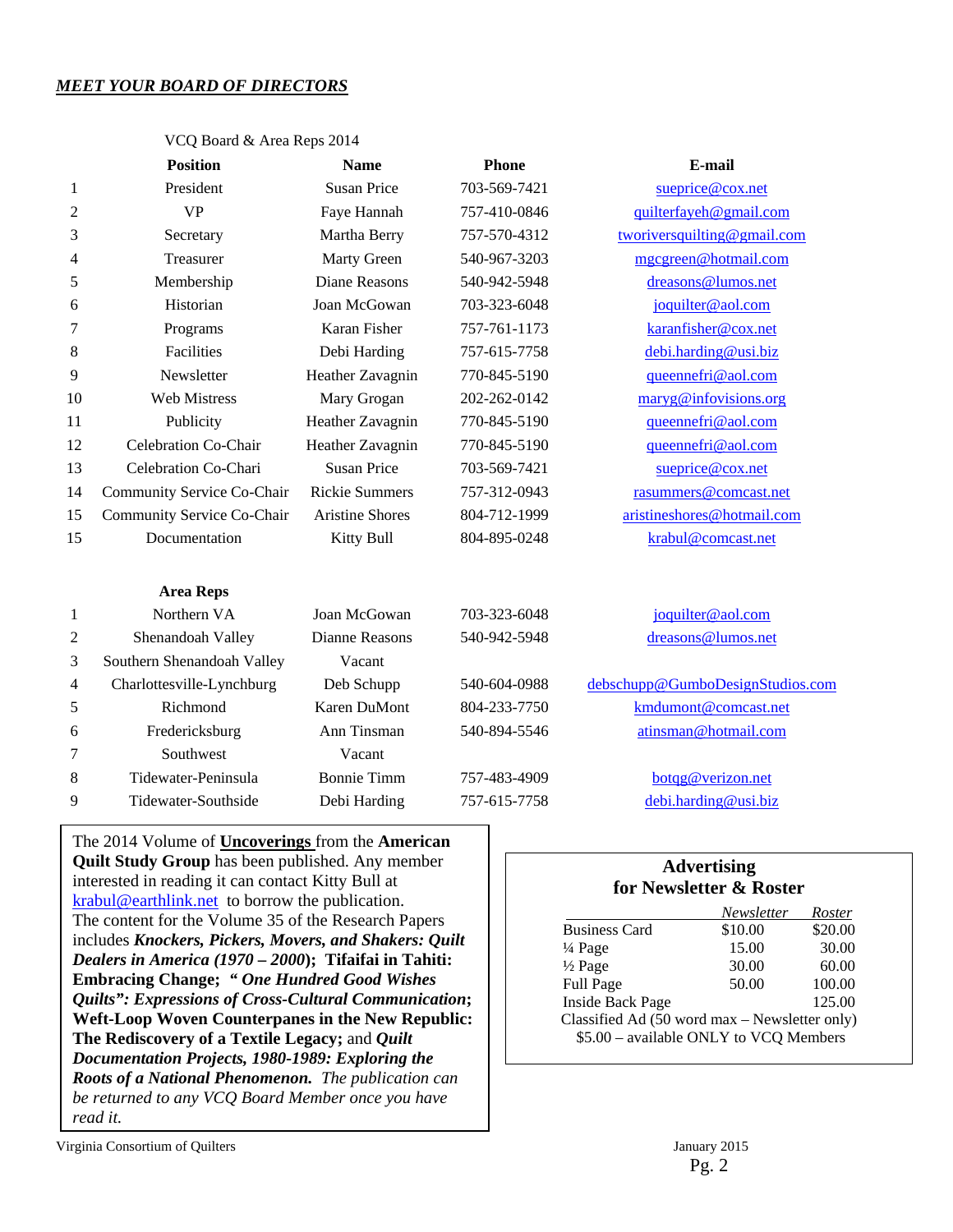***MEET YOUR BOARD OF DIRECTORS***

VCQ Board & Area Reps 2014

| | **Position** | **Name** | **Phone** | **E-mail** |
|---|---|---|---|---|
| 1 | President | Susan Price | 703-569-7421 | sueprice@cox.net |
| 2 | VP | Faye Hannah | 757-410-0846 | quilterfayeh@gmail.com |
| 3 | Secretary | Martha Berry | 757-570-4312 | tworiversquilting@gmail.com |
| 4 | Treasurer | Marty Green | 540-967-3203 | mgcgreen@hotmail.com |
| 5 | Membership | Diane Reasons | 540-942-5948 | dreasons@lumos.net |
| 6 | Historian | Joan McGowan | 703-323-6048 | joquilter@aol.com |
| 7 | Programs | Karan Fisher | 757-761-1173 | karanfisher@cox.net |
| 8 | Facilities | Debi Harding | 757-615-7758 | debi.harding@usi.biz |
| 9 | Newsletter | Heather Zavagnin | 770-845-5190 | queennefri@aol.com |
| 10 | Web Mistress | Mary Grogan | 202-262-0142 | maryg@infovisions.org |
| 11 | Publicity | Heather Zavagnin | 770-845-5190 | queennefri@aol.com |
| 12 | Celebration Co-Chair | Heather Zavagnin | 770-845-5190 | queennefri@aol.com |
| 13 | Celebration Co-Chari | Susan Price | 703-569-7421 | sueprice@cox.net |
| 14 | Community Service Co-Chair | Rickie Summers | 757-312-0943 | rasummers@comcast.net |
| 15 | Community Service Co-Chair | Aristine Shores | 804-712-1999 | aristineshores@hotmail.com |
| 15 | Documentation | Kitty Bull | 804-895-0248 | krabul@comcast.net |
| | **Area Reps** | | | |
| 1 | Northern VA | Joan McGowan | 703-323-6048 | joquilter@aol.com |
| 2 | Shenandoah Valley | Dianne Reasons | 540-942-5948 | dreasons@lumos.net |
| 3 | Southern Shenandoah Valley | Vacant | | |
| 4 | Charlottesville-Lynchburg | Deb Schupp | 540-604-0988 | debschupp@GumboDesignStudios.com |
| 5 | Richmond | Karen DuMont | 804-233-7750 | kmdumont@comcast.net |
| 6 | Fredericksburg | Ann Tinsman | 540-894-5546 | atinsman@hotmail.com |
| 7 | Southwest | Vacant | | |
| 8 | Tidewater-Peninsula | Bonnie Timm | 757-483-4909 | botqg@verizon.net |
| 9 | Tidewater-Southside | Debi Harding | 757-615-7758 | debi.harding@usi.biz |

The 2014 Volume of **Uncoverings** from the **American Quilt Study Group** has been published. Any member interested in reading it can contact Kitty Bull at krabul@earthlink.net to borrow the publication. The content for the Volume 35 of the Research Papers includes ***Knockers, Pickers, Movers, and Shakers: Quilt Dealers in America (1970 – 2000)***; **Tifaifai in Tahiti: Embracing Change;** ***" One Hundred Good Wishes Quilts": Expressions of Cross-Cultural Communication***; **Weft-Loop Woven Counterpanes in the New Republic: The Rediscovery of a Textile Legacy;** and ***Quilt Documentation Projects, 1980-1989: Exploring the Roots of a National Phenomenon.*** *The publication can be returned to any VCQ Board Member once you have read it.*

**Advertising for Newsletter & Roster**

| | *Newsletter* | *Roster* |
|---|---|---|
| Business Card | $10.00 | $20.00 |
| ¼ Page | 15.00 | 30.00 |
| ½ Page | 30.00 | 60.00 |
| Full Page | 50.00 | 100.00 |
| Inside Back Page | | 125.00 |

Classified Ad (50 word max – Newsletter only) $5.00 – available ONLY to VCQ Members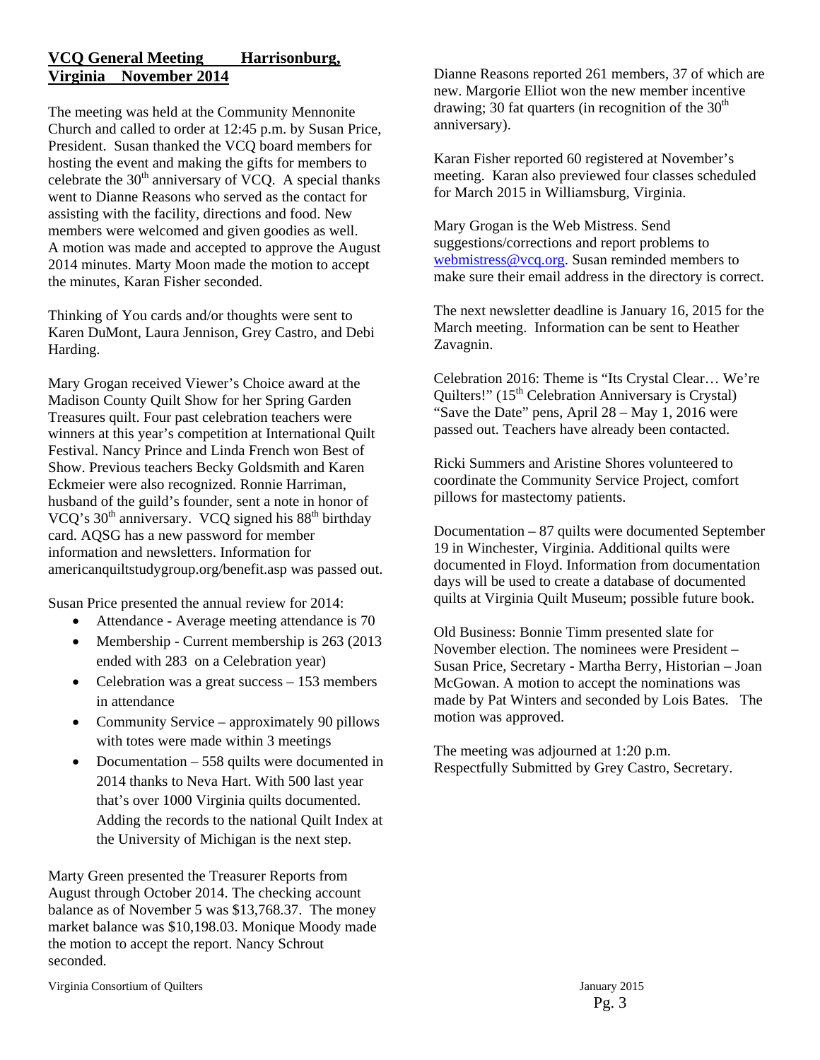## VCQ General Meeting Harrisonburg, Virginia November 2014

The meeting was held at the Community Mennonite Church and called to order at 12:45 p.m. by Susan Price, President. Susan thanked the VCQ board members for hosting the event and making the gifts for members to celebrate the 30th anniversary of VCQ. A special thanks went to Dianne Reasons who served as the contact for assisting with the facility, directions and food. New members were welcomed and given goodies as well. A motion was made and accepted to approve the August 2014 minutes. Marty Moon made the motion to accept the minutes, Karan Fisher seconded.

Thinking of You cards and/or thoughts were sent to Karen DuMont, Laura Jennison, Grey Castro, and Debi Harding.

Mary Grogan received Viewer's Choice award at the Madison County Quilt Show for her Spring Garden Treasures quilt. Four past celebration teachers were winners at this year's competition at International Quilt Festival. Nancy Prince and Linda French won Best of Show. Previous teachers Becky Goldsmith and Karen Eckmeier were also recognized. Ronnie Harriman, husband of the guild's founder, sent a note in honor of VCQ's 30th anniversary. VCQ signed his 88th birthday card. AQSG has a new password for member information and newsletters. Information for americanquiltstudygroup.org/benefit.asp was passed out.

Susan Price presented the annual review for 2014:

- Attendance - Average meeting attendance is 70
- Membership - Current membership is 263 (2013 ended with 283 on a Celebration year)
- Celebration was a great success – 153 members in attendance
- Community Service – approximately 90 pillows with totes were made within 3 meetings
- Documentation – 558 quilts were documented in 2014 thanks to Neva Hart. With 500 last year that's over 1000 Virginia quilts documented. Adding the records to the national Quilt Index at the University of Michigan is the next step.

Marty Green presented the Treasurer Reports from August through October 2014. The checking account balance as of November 5 was $13,768.37. The money market balance was $10,198.03. Monique Moody made the motion to accept the report. Nancy Schrout seconded.

Dianne Reasons reported 261 members, 37 of which are new. Margorie Elliot won the new member incentive drawing; 30 fat quarters (in recognition of the 30th anniversary).

Karan Fisher reported 60 registered at November's meeting. Karan also previewed four classes scheduled for March 2015 in Williamsburg, Virginia.

Mary Grogan is the Web Mistress. Send suggestions/corrections and report problems to webmistress@vcq.org. Susan reminded members to make sure their email address in the directory is correct.

The next newsletter deadline is January 16, 2015 for the March meeting. Information can be sent to Heather Zavagnin.

Celebration 2016: Theme is "Its Crystal Clear… We're Quilters!" (15th Celebration Anniversary is Crystal) "Save the Date" pens, April 28 – May 1, 2016 were passed out. Teachers have already been contacted.

Ricki Summers and Aristine Shores volunteered to coordinate the Community Service Project, comfort pillows for mastectomy patients.

Documentation – 87 quilts were documented September 19 in Winchester, Virginia. Additional quilts were documented in Floyd. Information from documentation days will be used to create a database of documented quilts at Virginia Quilt Museum; possible future book.

Old Business: Bonnie Timm presented slate for November election. The nominees were President – Susan Price, Secretary - Martha Berry, Historian – Joan McGowan. A motion to accept the nominations was made by Pat Winters and seconded by Lois Bates. The motion was approved.

The meeting was adjourned at 1:20 p.m.
Respectfully Submitted by Grey Castro, Secretary.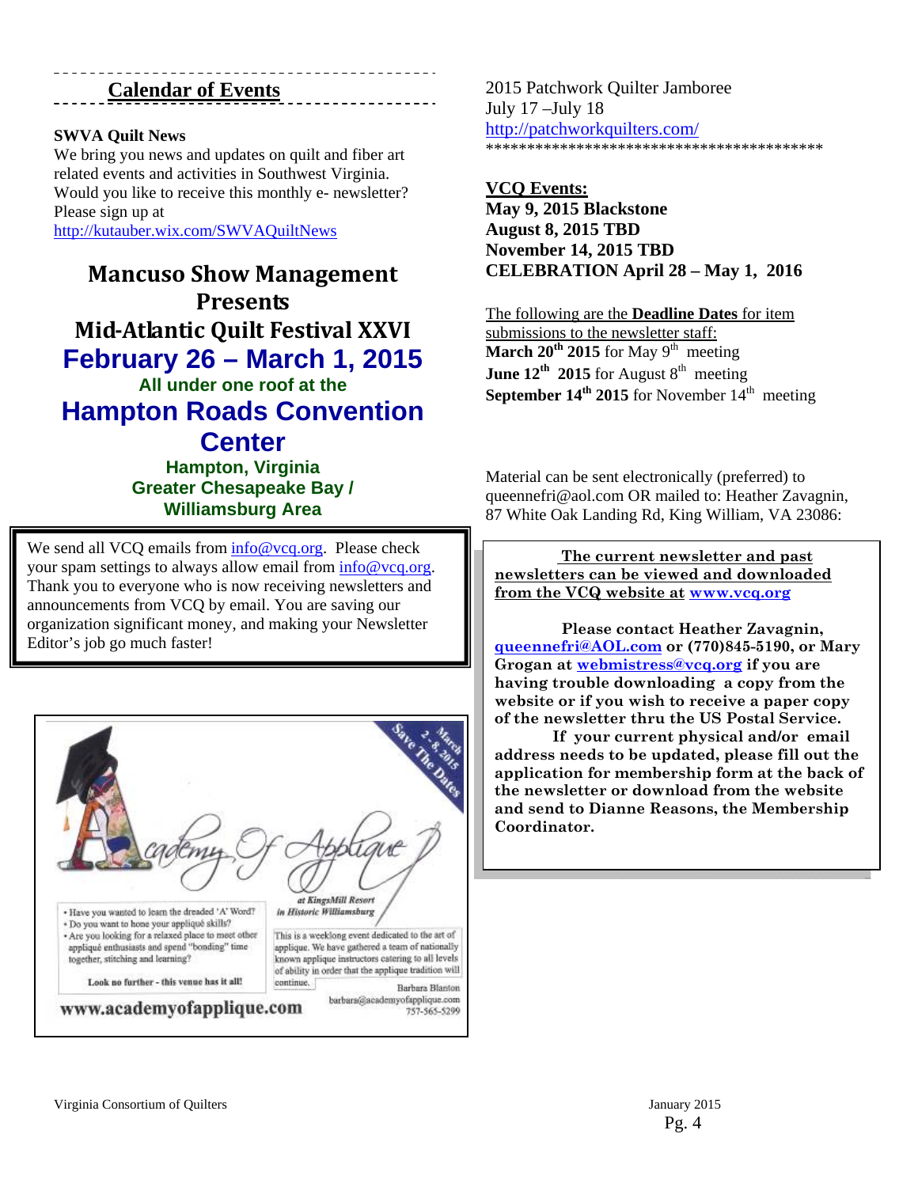## Calendar of Events

**SWVA Quilt News**

We bring you news and updates on quilt and fiber art related events and activities in Southwest Virginia. Would you like to receive this monthly e- newsletter? Please sign up at http://kutauber.wix.com/SWVAQuiltNews

**Mancuso Show Management Presents**

**Mid-Atlantic Quilt Festival XXVI**

**February 26 – March 1, 2015**

**All under one roof at the**

**Hampton Roads Convention Center**

**Hampton, Virginia**

**Greater Chesapeake Bay / Williamsburg Area**

We send all VCQ emails from info@vcq.org. Please check your spam settings to always allow email from info@vcq.org. Thank you to everyone who is now receiving newsletters and announcements from VCQ by email. You are saving our organization significant money, and making your Newsletter Editor's job go much faster!

**Academy Of Applique**

*at KingsMill Resort in Historic Williamsburg*

Save The Dates March 2-8, 2015

- Have you wanted to learn the dreaded 'A' Word?
- Do you want to hone your appliqué skills?
- Are you looking for a relaxed place to meet other appliqué enthusiasts and spend "bonding" time together, stitching and learning?

Look no further - this venue has it all!

This is a weeklong event dedicated to the art of applique. We have gathered a team of nationally known applique instructors catering to all levels of ability in order that the applique tradition will continue.

Barbara Blanton
barbara@academyofapplique.com
757-565-5299

www.academyofapplique.com

2015 Patchwork Quilter Jamboree
July 17 –July 18
http://patchworkquilters.com/

*******************************************

**VCQ Events:**

**May 9, 2015 Blackstone**
**August 8, 2015 TBD**
**November 14, 2015 TBD**
**CELEBRATION April 28 – May 1, 2016**

The following are the **Deadline Dates** for item submissions to the newsletter staff:

**March 20th 2015** for May 9th meeting
**June 12th 2015** for August 8th meeting
**September 14th 2015** for November 14th meeting

Material can be sent electronically (preferred) to queennefri@aol.com OR mailed to: Heather Zavagnin, 87 White Oak Landing Rd, King William, VA 23086:

**The current newsletter and past newsletters can be viewed and downloaded from the VCQ website at www.vcq.org**

**Please contact Heather Zavagnin, queennefri@AOL.com or (770)845-5190, or Mary Grogan at webmistress@vcq.org if you are having trouble downloading a copy from the website or if you wish to receive a paper copy of the newsletter thru the US Postal Service.**

**If your current physical and/or email address needs to be updated, please fill out the application for membership form at the back of the newsletter or download from the website and send to Dianne Reasons, the Membership Coordinator.**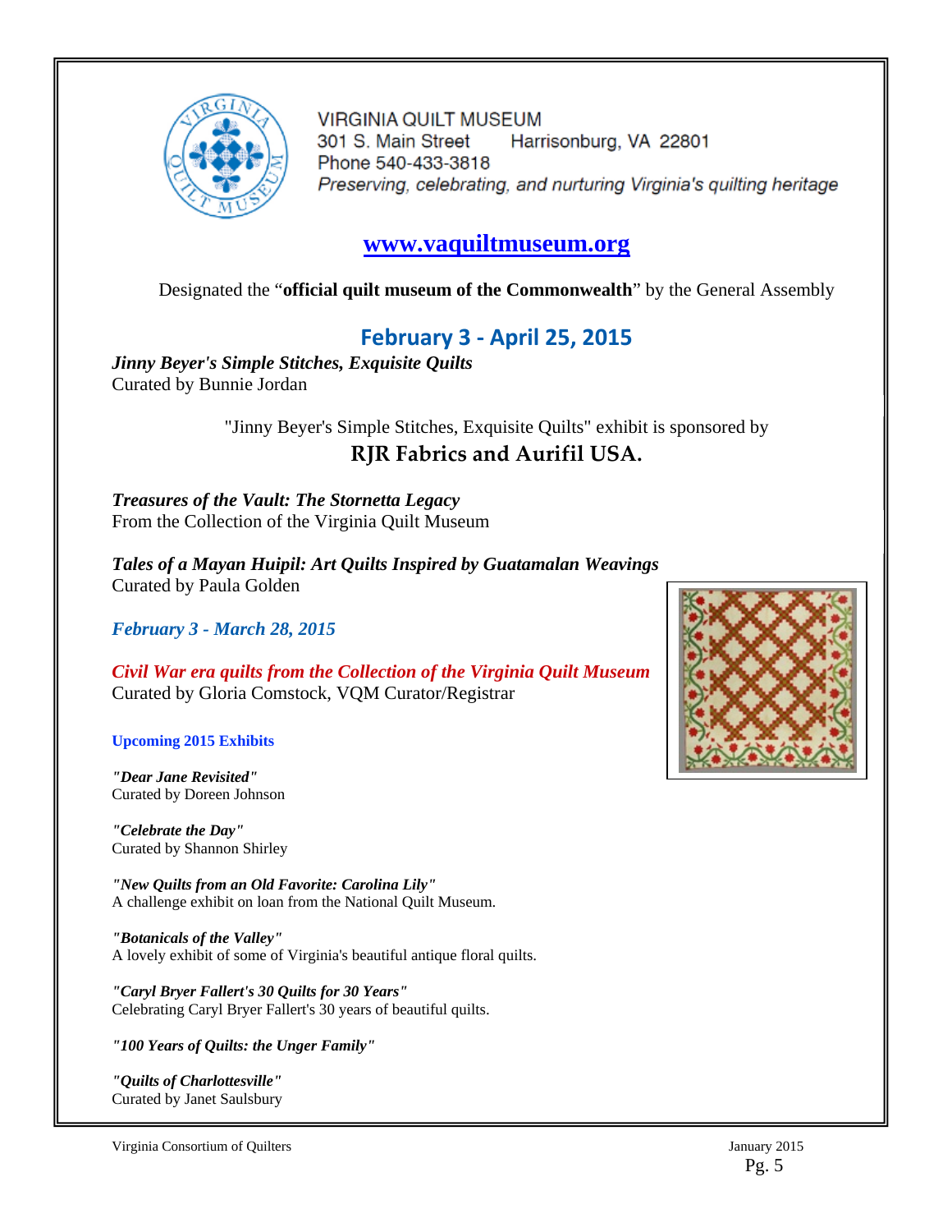VIRGINIA QUILT MUSEUM
301 S. Main Street    Harrisonburg, VA 22801
Phone 540-433-3818
*Preserving, celebrating, and nurturing Virginia's quilting heritage*

## www.vaquiltmuseum.org

Designated the "**official quilt museum of the Commonwealth**" by the General Assembly

## February 3 - April 25, 2015

***Jinny Beyer's Simple Stitches, Exquisite Quilts***
Curated by Bunnie Jordan

"Jinny Beyer's Simple Stitches, Exquisite Quilts" exhibit is sponsored by
**RJR Fabrics and Aurifil USA.**

***Treasures of the Vault: The Stornetta Legacy***
From the Collection of the Virginia Quilt Museum

***Tales of a Mayan Huipil: Art Quilts Inspired by Guatamalan Weavings***
Curated by Paula Golden

***February 3 - March 28, 2015***

***Civil War era quilts from the Collection of the Virginia Quilt Museum***
Curated by Gloria Comstock, VQM Curator/Registrar

**Upcoming 2015 Exhibits**

***"Dear Jane Revisited"***
Curated by Doreen Johnson

***"Celebrate the Day"***
Curated by Shannon Shirley

***"New Quilts from an Old Favorite: Carolina Lily"***
A challenge exhibit on loan from the National Quilt Museum.

***"Botanicals of the Valley"***
A lovely exhibit of some of Virginia's beautiful antique floral quilts.

***"Caryl Bryer Fallert's 30 Quilts for 30 Years"***
Celebrating Caryl Bryer Fallert's 30 years of beautiful quilts.

***"100 Years of Quilts: the Unger Family"***

***"Quilts of Charlottesville"***
Curated by Janet Saulsbury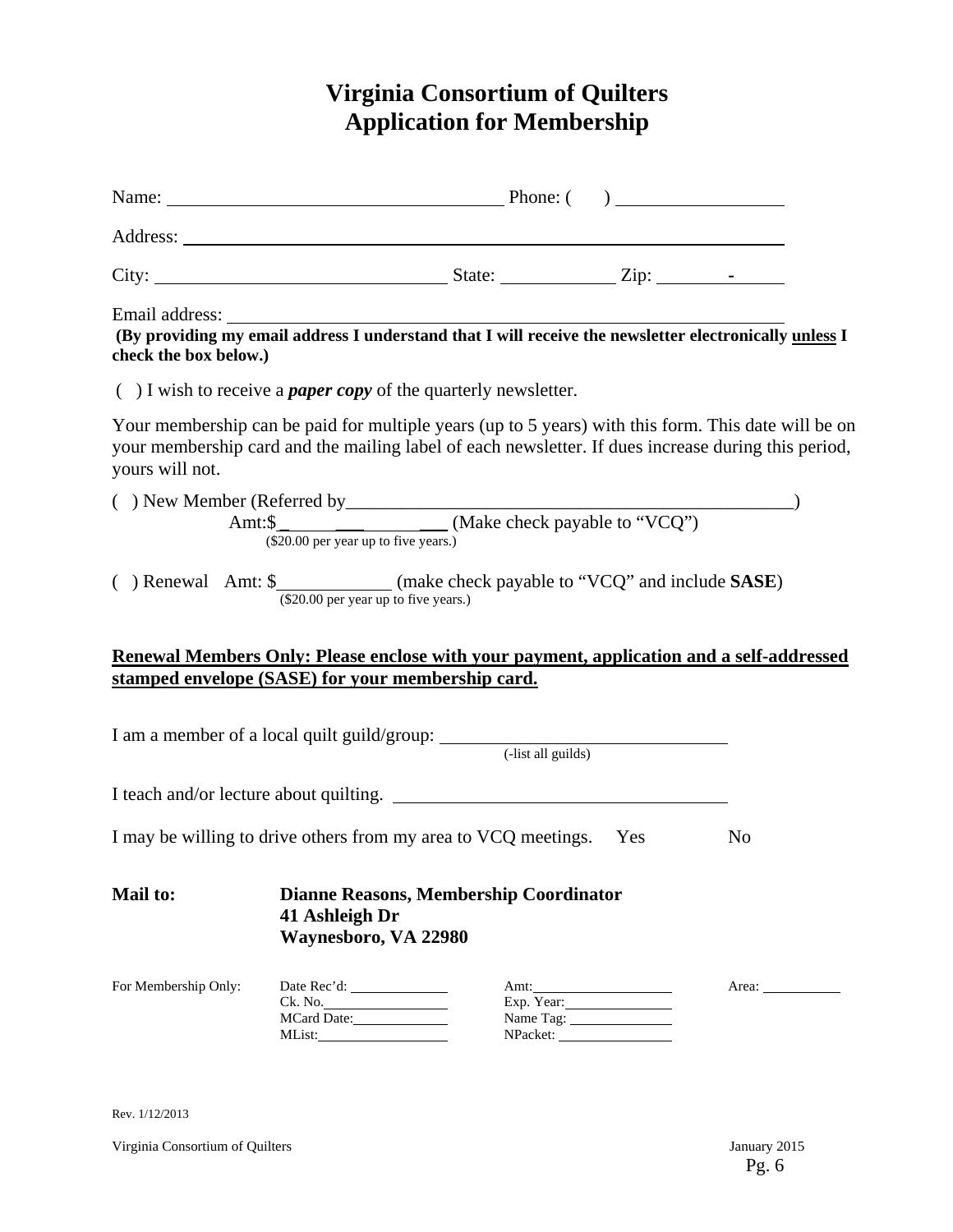# Virginia Consortium of Quilters
# Application for Membership

Name: ______________________________ Phone: (     ) ________________

Address: ____________________________________________________________

City: __________________________ State: ___________ Zip: _______-_____

Email address: ______________________________________________________

**(By providing my email address I understand that I will receive the newsletter electronically <u>unless</u> I check the box below.)**

(  ) I wish to receive a ***paper copy*** of the quarterly newsletter.

Your membership can be paid for multiple years (up to 5 years) with this form. This date will be on your membership card and the mailing label of each newsletter. If dues increase during this period, yours will not.

(  ) New Member (Referred by_______________________________________________)

Amt:$ ______________ (Make check payable to "VCQ")
($20.00 per year up to five years.)

(  ) Renewal   Amt: $____________ (make check payable to "VCQ" and include **SASE**)
($20.00 per year up to five years.)

**<u>Renewal Members Only: Please enclose with your payment, application and a self-addressed stamped envelope (SASE) for your membership card.</u>**

I am a member of a local quilt guild/group: ______________________________
(-list all guilds)

I teach and/or lecture about quilting. ___________________________________

I may be willing to drive others from my area to VCQ meetings.   Yes   No

**Mail to:** **Dianne Reasons, Membership Coordinator**
**41 Ashleigh Dr**
**Waynesboro, VA 22980**

| For Membership Only: | Date Rec'd: ________ | Amt: ________ | Area: ________ |
|---|---|---|---|
| | Ck. No. ________ | Exp. Year: ________ | |
| | MCard Date: ________ | Name Tag: ________ | |
| | MList: ________ | NPacket: ________ | |

Rev. 1/12/2013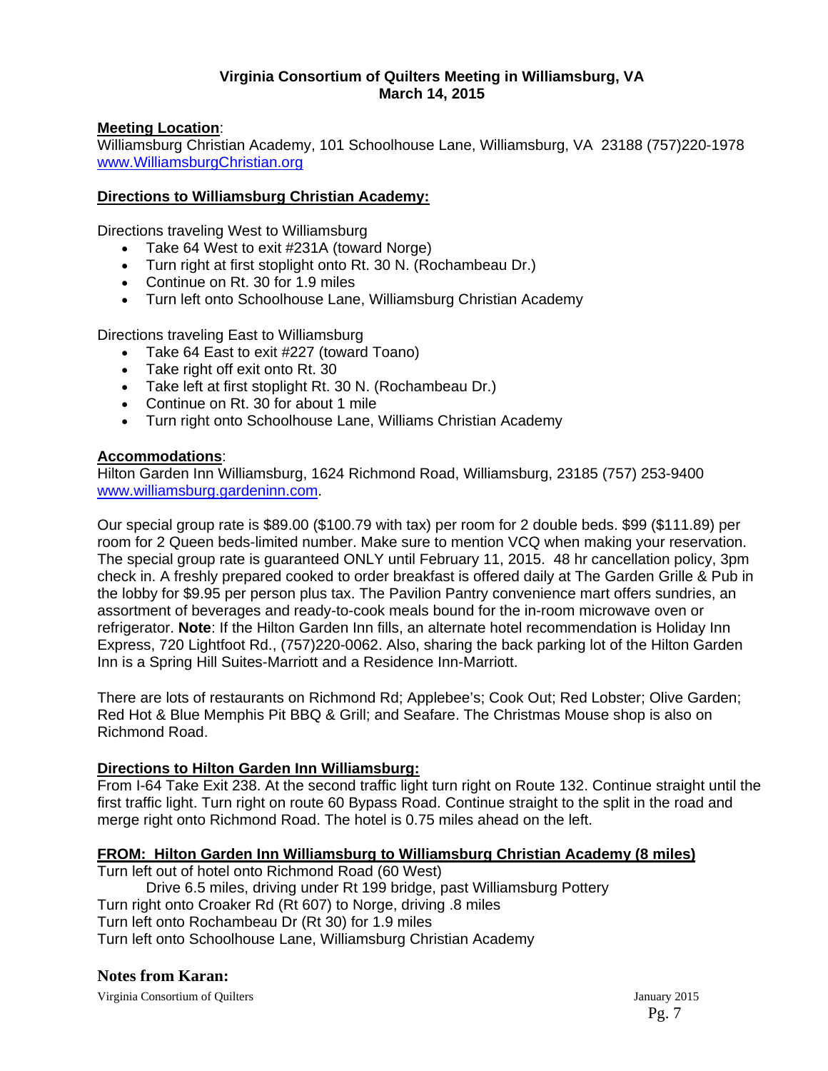**Virginia Consortium of Quilters Meeting in Williamsburg, VA**
**March 14, 2015**

**Meeting Location**:
Williamsburg Christian Academy, 101 Schoolhouse Lane, Williamsburg, VA 23188 (757)220-1978
www.WilliamsburgChristian.org

**Directions to Williamsburg Christian Academy:**

Directions traveling West to Williamsburg

- Take 64 West to exit #231A (toward Norge)
- Turn right at first stoplight onto Rt. 30 N. (Rochambeau Dr.)
- Continue on Rt. 30 for 1.9 miles
- Turn left onto Schoolhouse Lane, Williamsburg Christian Academy

Directions traveling East to Williamsburg

- Take 64 East to exit #227 (toward Toano)
- Take right off exit onto Rt. 30
- Take left at first stoplight Rt. 30 N. (Rochambeau Dr.)
- Continue on Rt. 30 for about 1 mile
- Turn right onto Schoolhouse Lane, Williams Christian Academy

**Accommodations**:
Hilton Garden Inn Williamsburg, 1624 Richmond Road, Williamsburg, 23185 (757) 253-9400
www.williamsburg.gardeninn.com.

Our special group rate is $89.00 ($100.79 with tax) per room for 2 double beds. $99 ($111.89) per room for 2 Queen beds-limited number. Make sure to mention VCQ when making your reservation. The special group rate is guaranteed ONLY until February 11, 2015. 48 hr cancellation policy, 3pm check in. A freshly prepared cooked to order breakfast is offered daily at The Garden Grille & Pub in the lobby for $9.95 per person plus tax. The Pavilion Pantry convenience mart offers sundries, an assortment of beverages and ready-to-cook meals bound for the in-room microwave oven or refrigerator. **Note**: If the Hilton Garden Inn fills, an alternate hotel recommendation is Holiday Inn Express, 720 Lightfoot Rd., (757)220-0062. Also, sharing the back parking lot of the Hilton Garden Inn is a Spring Hill Suites-Marriott and a Residence Inn-Marriott.

There are lots of restaurants on Richmond Rd; Applebee's; Cook Out; Red Lobster; Olive Garden; Red Hot & Blue Memphis Pit BBQ & Grill; and Seafare. The Christmas Mouse shop is also on Richmond Road.

**Directions to Hilton Garden Inn Williamsburg:**
From I-64 Take Exit 238. At the second traffic light turn right on Route 132. Continue straight until the first traffic light. Turn right on route 60 Bypass Road. Continue straight to the split in the road and merge right onto Richmond Road. The hotel is 0.75 miles ahead on the left.

**FROM: Hilton Garden Inn Williamsburg to Williamsburg Christian Academy (8 miles)**
Turn left out of hotel onto Richmond Road (60 West)
Drive 6.5 miles, driving under Rt 199 bridge, past Williamsburg Pottery
Turn right onto Croaker Rd (Rt 607) to Norge, driving .8 miles
Turn left onto Rochambeau Dr (Rt 30) for 1.9 miles
Turn left onto Schoolhouse Lane, Williamsburg Christian Academy

**Notes from Karan:**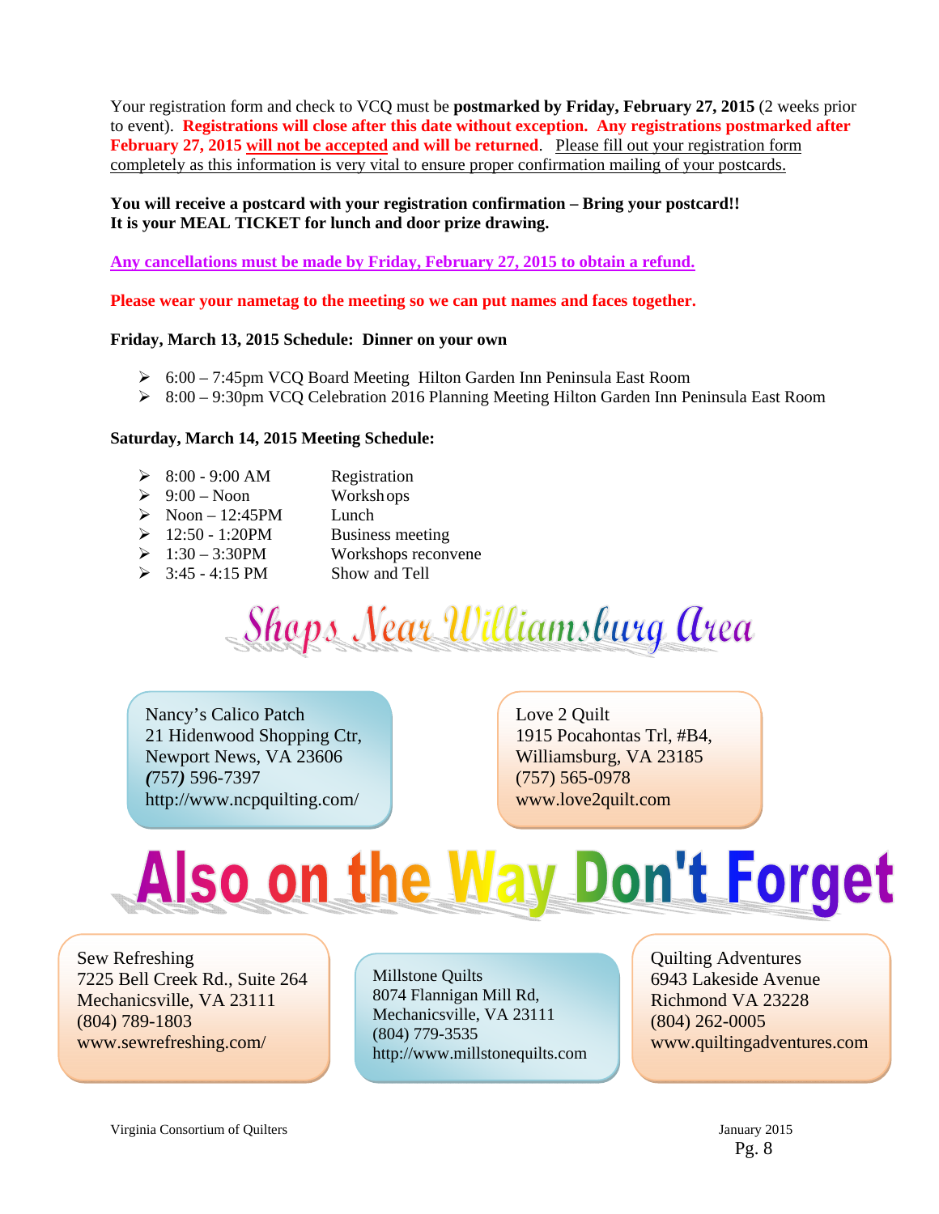Your registration form and check to VCQ must be **postmarked by Friday, February 27, 2015** (2 weeks prior to event). **Registrations will close after this date without exception. Any registrations postmarked after February 27, 2015 will not be accepted and will be returned**. Please fill out your registration form completely as this information is very vital to ensure proper confirmation mailing of your postcards.

**You will receive a postcard with your registration confirmation – Bring your postcard!! It is your MEAL TICKET for lunch and door prize drawing.**

**Any cancellations must be made by Friday, February 27, 2015 to obtain a refund.**

**Please wear your nametag to the meeting so we can put names and faces together.**

**Friday, March 13, 2015 Schedule: Dinner on your own**

- 6:00 – 7:45pm VCQ Board Meeting Hilton Garden Inn Peninsula East Room
- 8:00 – 9:30pm VCQ Celebration 2016 Planning Meeting Hilton Garden Inn Peninsula East Room

**Saturday, March 14, 2015 Meeting Schedule:**

- 8:00 - 9:00 AM — Registration
- 9:00 – Noon — Workshops
- Noon – 12:45PM — Lunch
- 12:50 - 1:20PM — Business meeting
- 1:30 – 3:30PM — Workshops reconvene
- 3:45 - 4:15 PM — Show and Tell

## Shops Near Williamsburg Area

Nancy's Calico Patch
21 Hidenwood Shopping Ctr,
Newport News, VA 23606
(757) 596-7397
http://www.ncpquilting.com/

Love 2 Quilt
1915 Pocahontas Trl, #B4,
Williamsburg, VA 23185
(757) 565-0978
www.love2quilt.com

## Also on the Way Don't Forget

Sew Refreshing
7225 Bell Creek Rd., Suite 264
Mechanicsville, VA 23111
(804) 789-1803
www.sewrefreshing.com/

Millstone Quilts
8074 Flannigan Mill Rd,
Mechanicsville, VA 23111
(804) 779-3535
http://www.millstonequilts.com

Quilting Adventures
6943 Lakeside Avenue
Richmond VA 23228
(804) 262-0005
www.quiltingadventures.com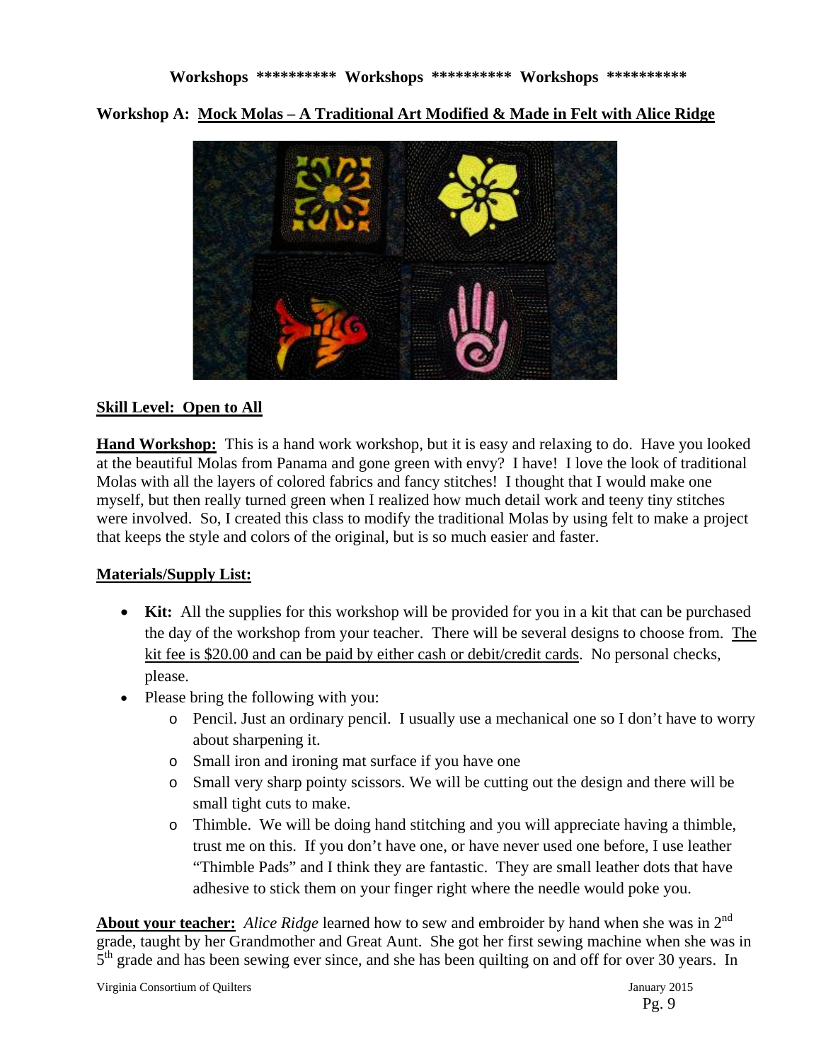**Workshops ********** Workshops ********** Workshops ****************

**Workshop A: Mock Molas – A Traditional Art Modified & Made in Felt with Alice Ridge**

**Skill Level: Open to All**

**Hand Workshop:** This is a hand work workshop, but it is easy and relaxing to do. Have you looked at the beautiful Molas from Panama and gone green with envy? I have! I love the look of traditional Molas with all the layers of colored fabrics and fancy stitches! I thought that I would make one myself, but then really turned green when I realized how much detail work and teeny tiny stitches were involved. So, I created this class to modify the traditional Molas by using felt to make a project that keeps the style and colors of the original, but is so much easier and faster.

**Materials/Supply List:**

- **Kit:** All the supplies for this workshop will be provided for you in a kit that can be purchased the day of the workshop from your teacher. There will be several designs to choose from. The kit fee is $20.00 and can be paid by either cash or debit/credit cards. No personal checks, please.
- Please bring the following with you:
  - Pencil. Just an ordinary pencil. I usually use a mechanical one so I don't have to worry about sharpening it.
  - Small iron and ironing mat surface if you have one
  - Small very sharp pointy scissors. We will be cutting out the design and there will be small tight cuts to make.
  - Thimble. We will be doing hand stitching and you will appreciate having a thimble, trust me on this. If you don't have one, or have never used one before, I use leather "Thimble Pads" and I think they are fantastic. They are small leather dots that have adhesive to stick them on your finger right where the needle would poke you.

**About your teacher:** *Alice Ridge* learned how to sew and embroider by hand when she was in 2nd grade, taught by her Grandmother and Great Aunt. She got her first sewing machine when she was in 5th grade and has been sewing ever since, and she has been quilting on and off for over 30 years. In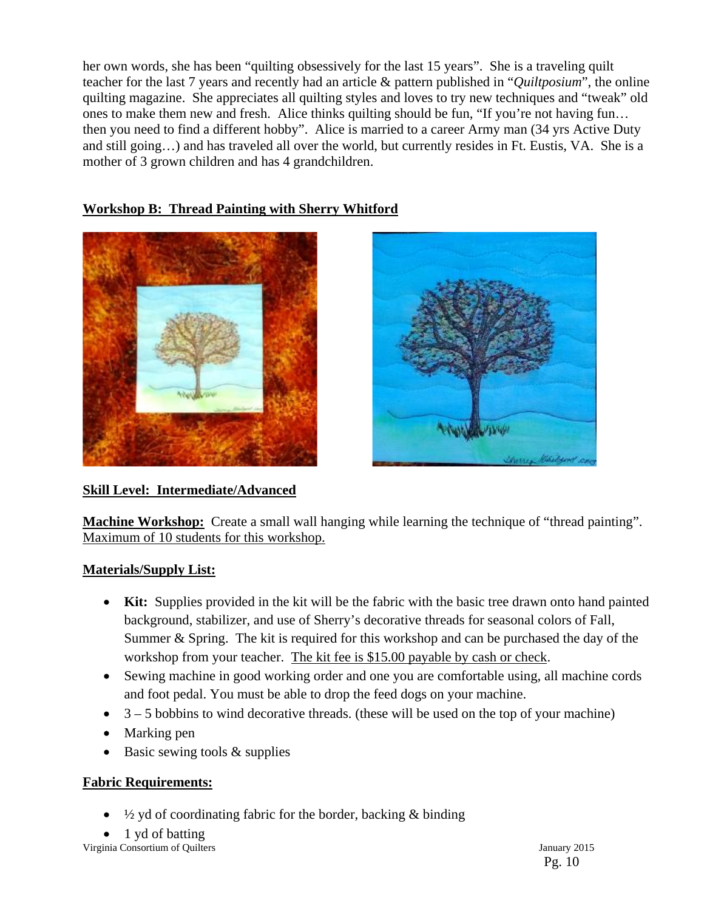her own words, she has been "quilting obsessively for the last 15 years". She is a traveling quilt teacher for the last 7 years and recently had an article & pattern published in "*Quiltposium*", the online quilting magazine. She appreciates all quilting styles and loves to try new techniques and "tweak" old ones to make them new and fresh. Alice thinks quilting should be fun, "If you're not having fun… then you need to find a different hobby". Alice is married to a career Army man (34 yrs Active Duty and still going…) and has traveled all over the world, but currently resides in Ft. Eustis, VA. She is a mother of 3 grown children and has 4 grandchildren.

## Workshop B: Thread Painting with Sherry Whitford

**Skill Level: Intermediate/Advanced**

**Machine Workshop:** Create a small wall hanging while learning the technique of "thread painting". Maximum of 10 students for this workshop.

**Materials/Supply List:**

- **Kit:** Supplies provided in the kit will be the fabric with the basic tree drawn onto hand painted background, stabilizer, and use of Sherry's decorative threads for seasonal colors of Fall, Summer & Spring. The kit is required for this workshop and can be purchased the day of the workshop from your teacher. The kit fee is $15.00 payable by cash or check.
- Sewing machine in good working order and one you are comfortable using, all machine cords and foot pedal. You must be able to drop the feed dogs on your machine.
- 3 – 5 bobbins to wind decorative threads. (these will be used on the top of your machine)
- Marking pen
- Basic sewing tools & supplies

**Fabric Requirements:**

- ½ yd of coordinating fabric for the border, backing & binding
- 1 yd of batting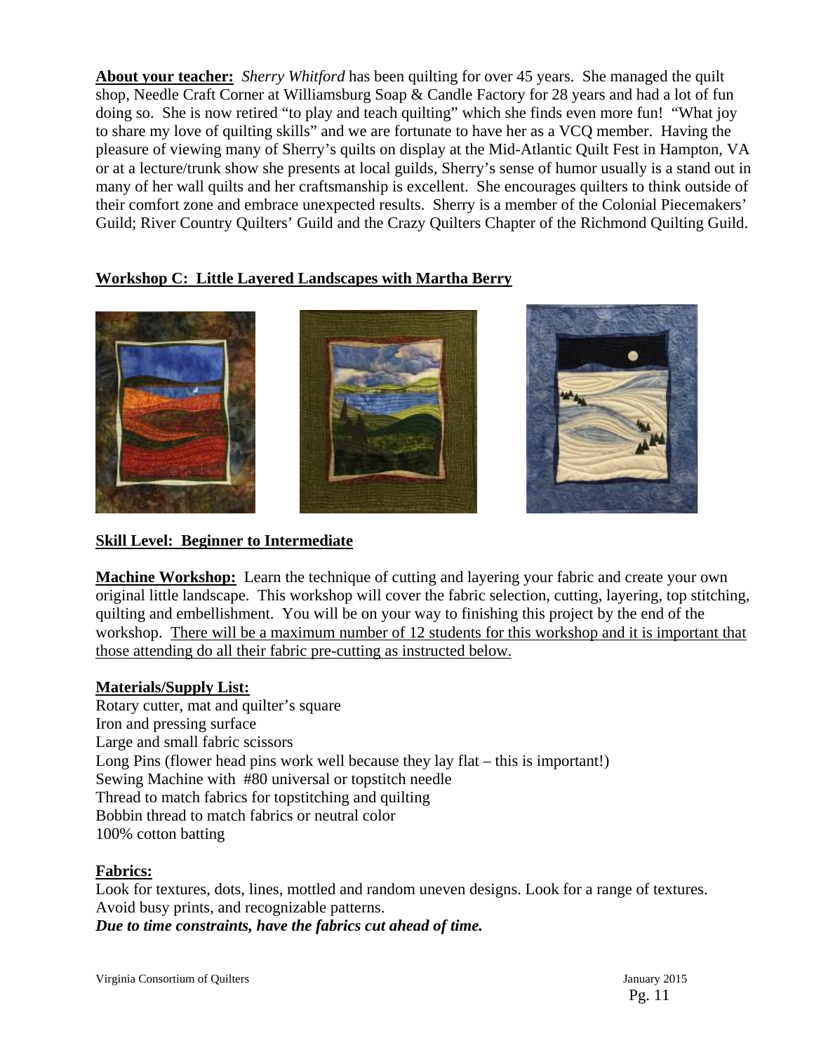**About your teacher:** *Sherry Whitford* has been quilting for over 45 years. She managed the quilt shop, Needle Craft Corner at Williamsburg Soap & Candle Factory for 28 years and had a lot of fun doing so. She is now retired "to play and teach quilting" which she finds even more fun! "What joy to share my love of quilting skills" and we are fortunate to have her as a VCQ member. Having the pleasure of viewing many of Sherry's quilts on display at the Mid-Atlantic Quilt Fest in Hampton, VA or at a lecture/trunk show she presents at local guilds, Sherry's sense of humor usually is a stand out in many of her wall quilts and her craftsmanship is excellent. She encourages quilters to think outside of their comfort zone and embrace unexpected results. Sherry is a member of the Colonial Piecemakers' Guild; River Country Quilters' Guild and the Crazy Quilters Chapter of the Richmond Quilting Guild.

## Workshop C: Little Layered Landscapes with Martha Berry

**Skill Level: Beginner to Intermediate**

**Machine Workshop:** Learn the technique of cutting and layering your fabric and create your own original little landscape. This workshop will cover the fabric selection, cutting, layering, top stitching, quilting and embellishment. You will be on your way to finishing this project by the end of the workshop. There will be a maximum number of 12 students for this workshop and it is important that those attending do all their fabric pre-cutting as instructed below.

**Materials/Supply List:**
Rotary cutter, mat and quilter's square
Iron and pressing surface
Large and small fabric scissors
Long Pins (flower head pins work well because they lay flat – this is important!)
Sewing Machine with #80 universal or topstitch needle
Thread to match fabrics for topstitching and quilting
Bobbin thread to match fabrics or neutral color
100% cotton batting

**Fabrics:**
Look for textures, dots, lines, mottled and random uneven designs. Look for a range of textures. Avoid busy prints, and recognizable patterns.
***Due to time constraints, have the fabrics cut ahead of time.***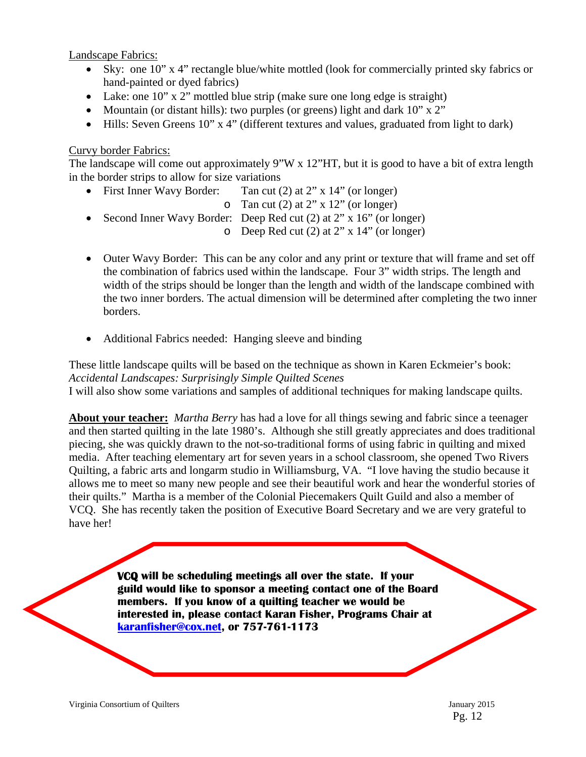Landscape Fabrics:

- Sky: one 10" x 4" rectangle blue/white mottled (look for commercially printed sky fabrics or hand-painted or dyed fabrics)
- Lake: one 10" x 2" mottled blue strip (make sure one long edge is straight)
- Mountain (or distant hills): two purples (or greens) light and dark 10" x 2"
- Hills: Seven Greens 10" x 4" (different textures and values, graduated from light to dark)

Curvy border Fabrics:

The landscape will come out approximately 9"W x 12"HT, but it is good to have a bit of extra length in the border strips to allow for size variations

- First Inner Wavy Border: Tan cut (2) at 2" x 14" (or longer)
  - Tan cut (2) at 2" x 12" (or longer)
- Second Inner Wavy Border: Deep Red cut (2) at 2" x 16" (or longer)
  - Deep Red cut (2) at 2" x 14" (or longer)

- Outer Wavy Border: This can be any color and any print or texture that will frame and set off the combination of fabrics used within the landscape. Four 3" width strips. The length and width of the strips should be longer than the length and width of the landscape combined with the two inner borders. The actual dimension will be determined after completing the two inner borders.

- Additional Fabrics needed: Hanging sleeve and binding

These little landscape quilts will be based on the technique as shown in Karen Eckmeier's book: *Accidental Landscapes: Surprisingly Simple Quilted Scenes*
I will also show some variations and samples of additional techniques for making landscape quilts.

**About your teacher:** *Martha Berry* has had a love for all things sewing and fabric since a teenager and then started quilting in the late 1980's. Although she still greatly appreciates and does traditional piecing, she was quickly drawn to the not-so-traditional forms of using fabric in quilting and mixed media. After teaching elementary art for seven years in a school classroom, she opened Two Rivers Quilting, a fabric arts and longarm studio in Williamsburg, VA. "I love having the studio because it allows me to meet so many new people and see their beautiful work and hear the wonderful stories of their quilts." Martha is a member of the Colonial Piecemakers Quilt Guild and also a member of VCQ. She has recently taken the position of Executive Board Secretary and we are very grateful to have her!

**VCQ will be scheduling meetings all over the state. If your guild would like to sponsor a meeting contact one of the Board members. If you know of a quilting teacher we would be interested in, please contact Karan Fisher, Programs Chair at karanfisher@cox.net, or 757-761-1173**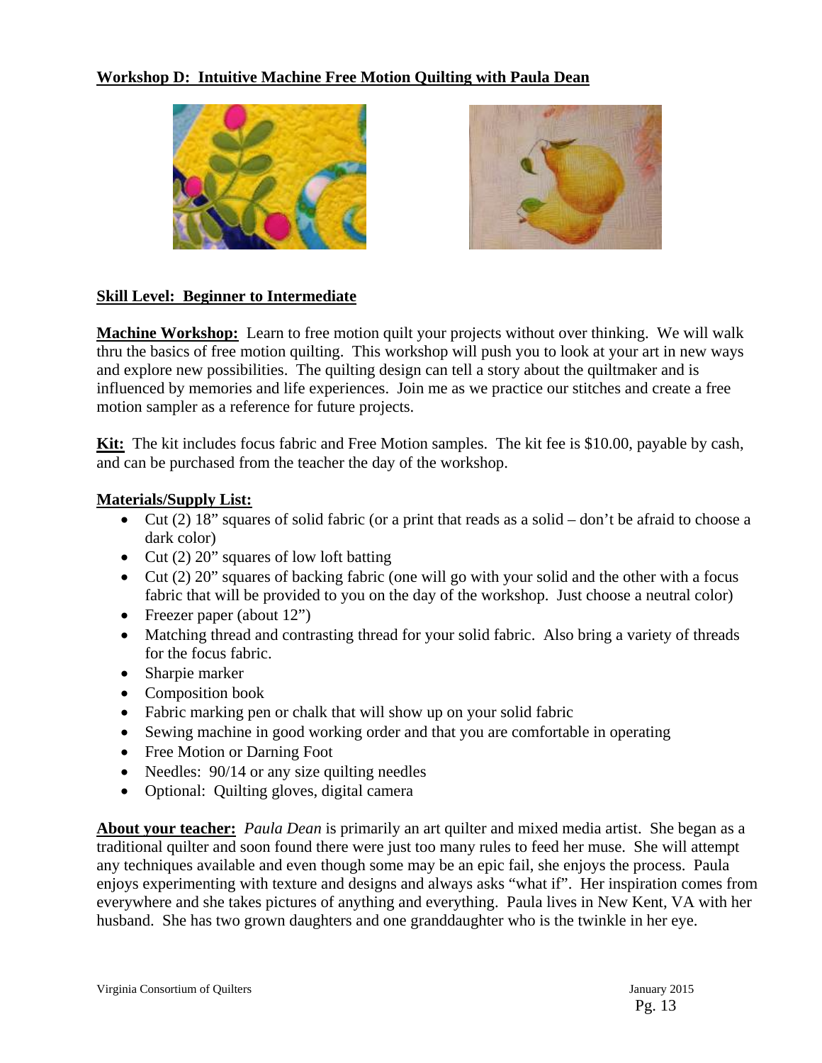## Workshop D: Intuitive Machine Free Motion Quilting with Paula Dean

### Skill Level: Beginner to Intermediate

**Machine Workshop:** Learn to free motion quilt your projects without over thinking. We will walk thru the basics of free motion quilting. This workshop will push you to look at your art in new ways and explore new possibilities. The quilting design can tell a story about the quiltmaker and is influenced by memories and life experiences. Join me as we practice our stitches and create a free motion sampler as a reference for future projects.

**Kit:** The kit includes focus fabric and Free Motion samples. The kit fee is $10.00, payable by cash, and can be purchased from the teacher the day of the workshop.

**Materials/Supply List:**

- Cut (2) 18" squares of solid fabric (or a print that reads as a solid – don't be afraid to choose a dark color)
- Cut (2) 20" squares of low loft batting
- Cut (2) 20" squares of backing fabric (one will go with your solid and the other with a focus fabric that will be provided to you on the day of the workshop. Just choose a neutral color)
- Freezer paper (about 12")
- Matching thread and contrasting thread for your solid fabric. Also bring a variety of threads for the focus fabric.
- Sharpie marker
- Composition book
- Fabric marking pen or chalk that will show up on your solid fabric
- Sewing machine in good working order and that you are comfortable in operating
- Free Motion or Darning Foot
- Needles: 90/14 or any size quilting needles
- Optional: Quilting gloves, digital camera

**About your teacher:** *Paula Dean* is primarily an art quilter and mixed media artist. She began as a traditional quilter and soon found there were just too many rules to feed her muse. She will attempt any techniques available and even though some may be an epic fail, she enjoys the process. Paula enjoys experimenting with texture and designs and always asks "what if". Her inspiration comes from everywhere and she takes pictures of anything and everything. Paula lives in New Kent, VA with her husband. She has two grown daughters and one granddaughter who is the twinkle in her eye.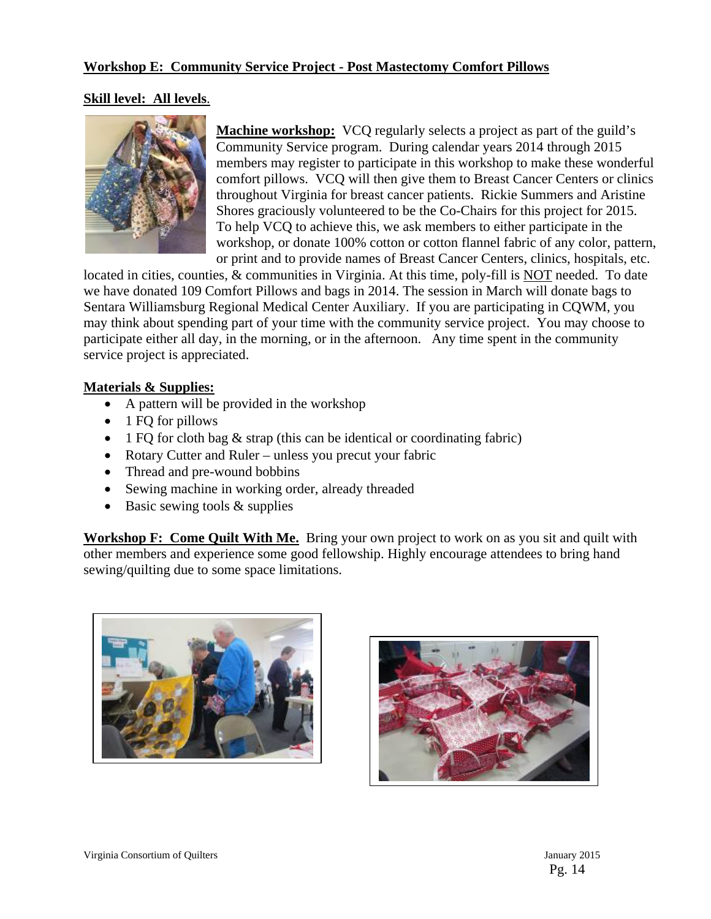**Workshop E: Community Service Project - Post Mastectomy Comfort Pillows**

**Skill level: All levels**.

**Machine workshop:** VCQ regularly selects a project as part of the guild's Community Service program. During calendar years 2014 through 2015 members may register to participate in this workshop to make these wonderful comfort pillows. VCQ will then give them to Breast Cancer Centers or clinics throughout Virginia for breast cancer patients. Rickie Summers and Aristine Shores graciously volunteered to be the Co-Chairs for this project for 2015. To help VCQ to achieve this, we ask members to either participate in the workshop, or donate 100% cotton or cotton flannel fabric of any color, pattern, or print and to provide names of Breast Cancer Centers, clinics, hospitals, etc. located in cities, counties, & communities in Virginia. At this time, poly-fill is NOT needed. To date we have donated 109 Comfort Pillows and bags in 2014. The session in March will donate bags to Sentara Williamsburg Regional Medical Center Auxiliary. If you are participating in CQWM, you may think about spending part of your time with the community service project. You may choose to participate either all day, in the morning, or in the afternoon. Any time spent in the community service project is appreciated.

**Materials & Supplies:**

- A pattern will be provided in the workshop
- 1 FQ for pillows
- 1 FQ for cloth bag & strap (this can be identical or coordinating fabric)
- Rotary Cutter and Ruler – unless you precut your fabric
- Thread and pre-wound bobbins
- Sewing machine in working order, already threaded
- Basic sewing tools & supplies

**Workshop F: Come Quilt With Me.** Bring your own project to work on as you sit and quilt with other members and experience some good fellowship. Highly encourage attendees to bring hand sewing/quilting due to some space limitations.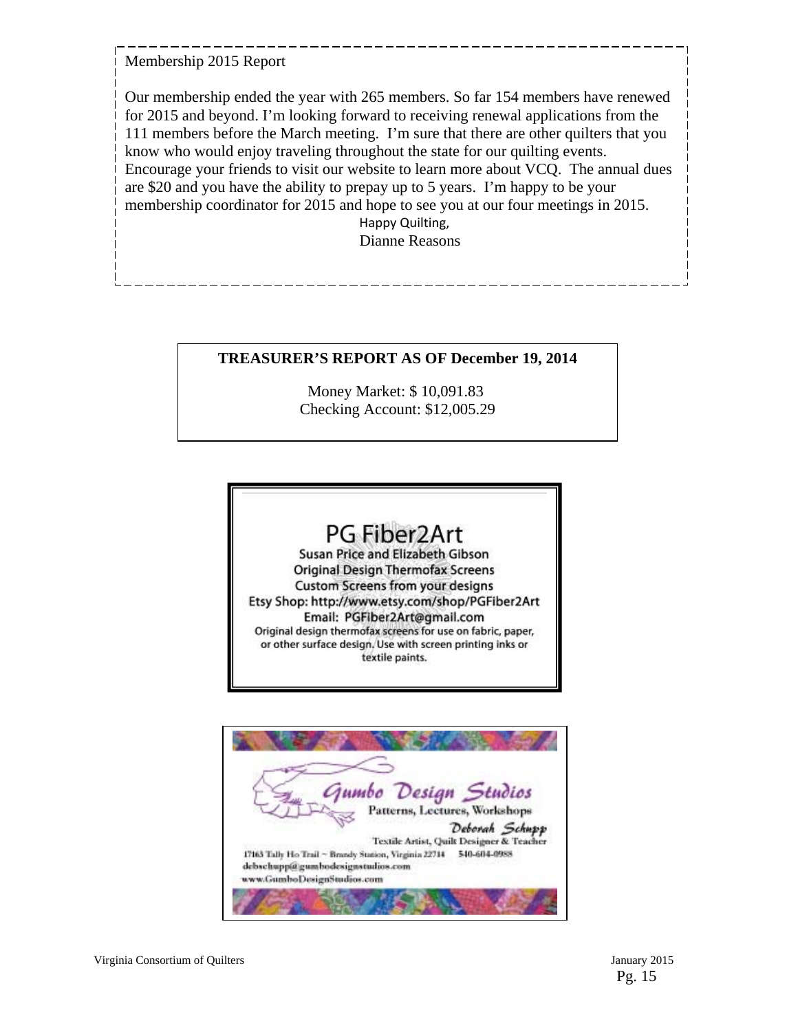Membership 2015 Report

Our membership ended the year with 265 members. So far 154 members have renewed for 2015 and beyond. I'm looking forward to receiving renewal applications from the 111 members before the March meeting. I'm sure that there are other quilters that you know who would enjoy traveling throughout the state for our quilting events. Encourage your friends to visit our website to learn more about VCQ. The annual dues are $20 and you have the ability to prepay up to 5 years. I'm happy to be your membership coordinator for 2015 and hope to see you at our four meetings in 2015.

Happy Quilting,

Dianne Reasons

**TREASURER'S REPORT AS OF December 19, 2014**

Money Market: $ 10,091.83

Checking Account: $12,005.29

PG Fiber2Art

Susan Price and Elizabeth Gibson

Original Design Thermofax Screens

Custom Screens from your designs

Etsy Shop: http://www.etsy.com/shop/PGFiber2Art

Email: PGFiber2Art@gmail.com

Original design thermofax screens for use on fabric, paper, or other surface design. Use with screen printing inks or textile paints.

Gumbo Design Studios

Patterns, Lectures, Workshops

Deborah Schupp

Textile Artist, Quilt Designer & Teacher

17163 Tally Ho Trail ~ Brandy Station, Virginia 22714 540-604-0988

debschupp@gumbodesignstudios.com

www.GumboDesignStudios.com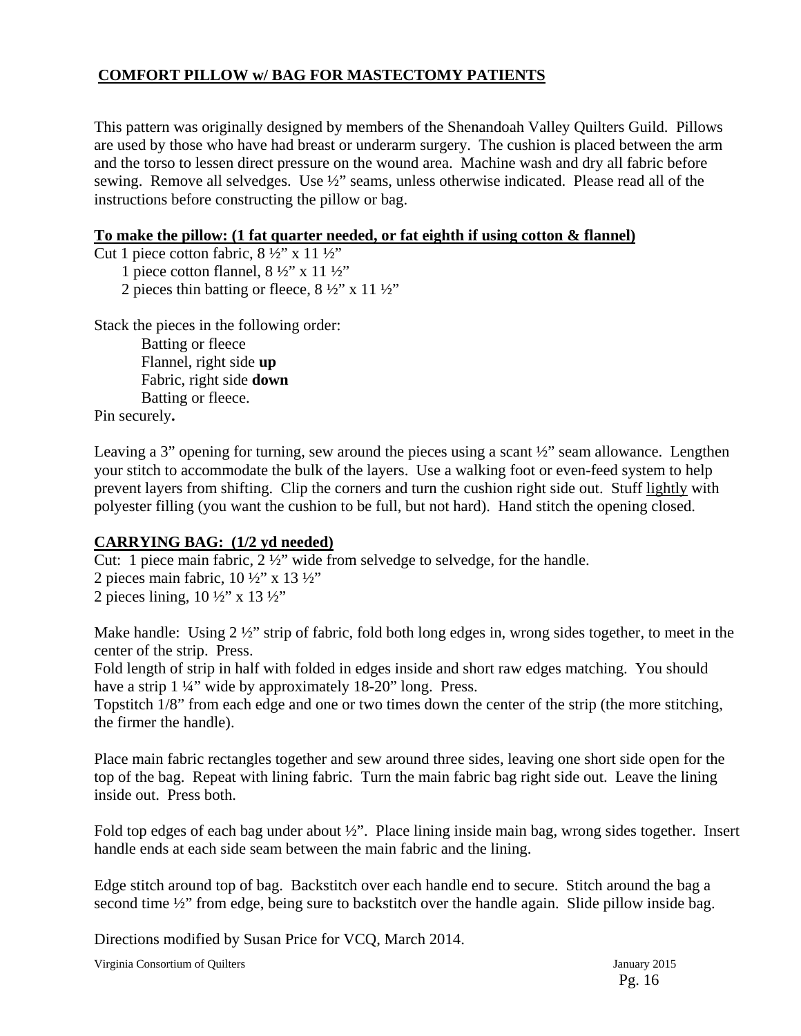## **COMFORT PILLOW w/ BAG FOR MASTECTOMY PATIENTS**

This pattern was originally designed by members of the Shenandoah Valley Quilters Guild. Pillows are used by those who have had breast or underarm surgery. The cushion is placed between the arm and the torso to lessen direct pressure on the wound area. Machine wash and dry all fabric before sewing. Remove all selvedges. Use ½" seams, unless otherwise indicated. Please read all of the instructions before constructing the pillow or bag.

**To make the pillow: (1 fat quarter needed, or fat eighth if using cotton & flannel)**

Cut 1 piece cotton fabric, 8 ½" x 11 ½"
1 piece cotton flannel, 8 ½" x 11 ½"
2 pieces thin batting or fleece, 8 ½" x 11 ½"

Stack the pieces in the following order:

Batting or fleece
Flannel, right side **up**
Fabric, right side **down**
Batting or fleece.

Pin securely**.**

Leaving a 3" opening for turning, sew around the pieces using a scant ½" seam allowance. Lengthen your stitch to accommodate the bulk of the layers. Use a walking foot or even-feed system to help prevent layers from shifting. Clip the corners and turn the cushion right side out. Stuff lightly with polyester filling (you want the cushion to be full, but not hard). Hand stitch the opening closed.

**CARRYING BAG: (1/2 yd needed)**

Cut: 1 piece main fabric, 2 ½" wide from selvedge to selvedge, for the handle.
2 pieces main fabric, 10 ½" x 13 ½"
2 pieces lining, 10 ½" x 13 ½"

Make handle: Using 2 ½" strip of fabric, fold both long edges in, wrong sides together, to meet in the center of the strip. Press.
Fold length of strip in half with folded in edges inside and short raw edges matching. You should have a strip 1 ¼" wide by approximately 18-20" long. Press.
Topstitch 1/8" from each edge and one or two times down the center of the strip (the more stitching, the firmer the handle).

Place main fabric rectangles together and sew around three sides, leaving one short side open for the top of the bag. Repeat with lining fabric. Turn the main fabric bag right side out. Leave the lining inside out. Press both.

Fold top edges of each bag under about ½". Place lining inside main bag, wrong sides together. Insert handle ends at each side seam between the main fabric and the lining.

Edge stitch around top of bag. Backstitch over each handle end to secure. Stitch around the bag a second time ½" from edge, being sure to backstitch over the handle again. Slide pillow inside bag.

Directions modified by Susan Price for VCQ, March 2014.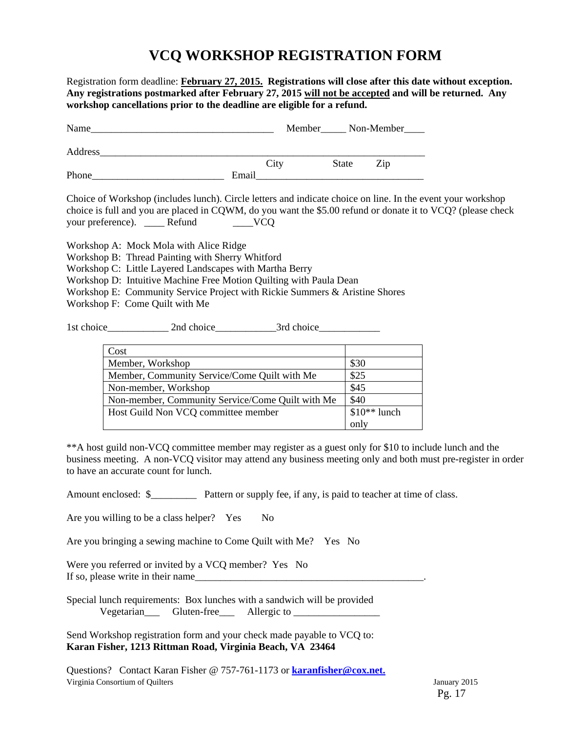# VCQ WORKSHOP REGISTRATION FORM

Registration form deadline: **<u>February 27, 2015.</u> Registrations will close after this date without exception. Any registrations postmarked after February 27, 2015 <u>will not be accepted</u> and will be returned. Any workshop cancellations prior to the deadline are eligible for a refund.**

Name_____________________________________ Member_____ Non-Member____

Address_________________________________________________________________
City State Zip

Phone__________________________ Email_________________________________

Choice of Workshop (includes lunch). Circle letters and indicate choice on line. In the event your workshop choice is full and you are placed in CQWM, do you want the $5.00 refund or donate it to VCQ? (please check your preference). ____ Refund ____VCQ

Workshop A: Mock Mola with Alice Ridge
Workshop B: Thread Painting with Sherry Whitford
Workshop C: Little Layered Landscapes with Martha Berry
Workshop D: Intuitive Machine Free Motion Quilting with Paula Dean
Workshop E: Community Service Project with Rickie Summers & Aristine Shores
Workshop F: Come Quilt with Me

1st choice____________ 2nd choice____________3rd choice____________

| Cost | |
|---|---|
| Member, Workshop | $30 |
| Member, Community Service/Come Quilt with Me | $25 |
| Non-member, Workshop | $45 |
| Non-member, Community Service/Come Quilt with Me | $40 |
| Host Guild Non VCQ committee member | $10** lunch only |

**A host guild non-VCQ committee member may register as a guest only for $10 to include lunch and the business meeting. A non-VCQ visitor may attend any business meeting only and both must pre-register in order to have an accurate count for lunch.

Amount enclosed: $_________ Pattern or supply fee, if any, is paid to teacher at time of class.

Are you willing to be a class helper? Yes No

Are you bringing a sewing machine to Come Quilt with Me? Yes No

Were you referred or invited by a VCQ member? Yes No
If so, please write in their name_______________________________________________.

Special lunch requirements: Box lunches with a sandwich will be provided
Vegetarian___ Gluten-free___ Allergic to _________________

Send Workshop registration form and your check made payable to VCQ to:
**Karan Fisher, 1213 Rittman Road, Virginia Beach, VA 23464**

Questions? Contact Karan Fisher @ 757-761-1173 or **[karanfisher@cox.net.](mailto:karanfisher@cox.net)**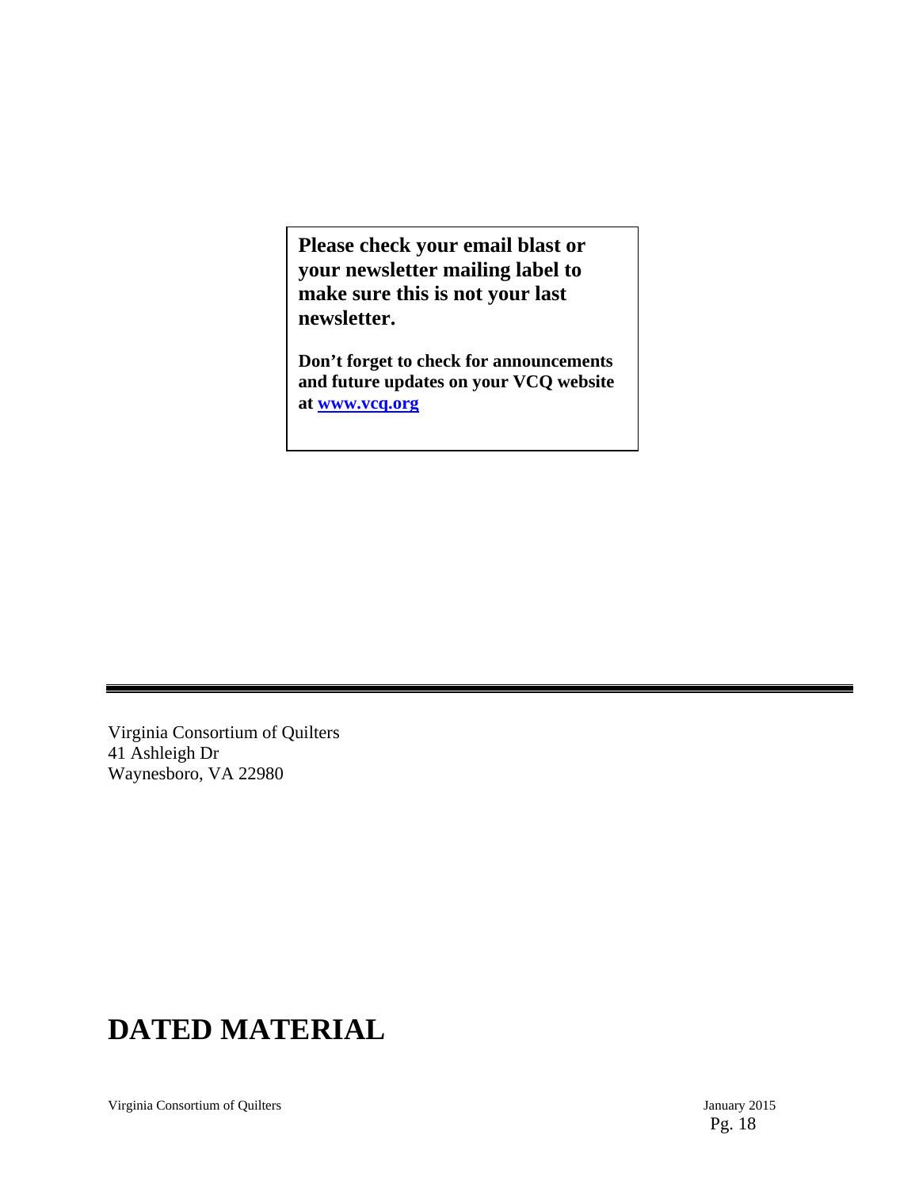**Please check your email blast or your newsletter mailing label to make sure this is not your last newsletter.**

**Don't forget to check for announcements and future updates on your VCQ website at [www.vcq.org](http://www.vcq.org)**

---

Virginia Consortium of Quilters
41 Ashleigh Dr
Waynesboro, VA 22980

# DATED MATERIAL